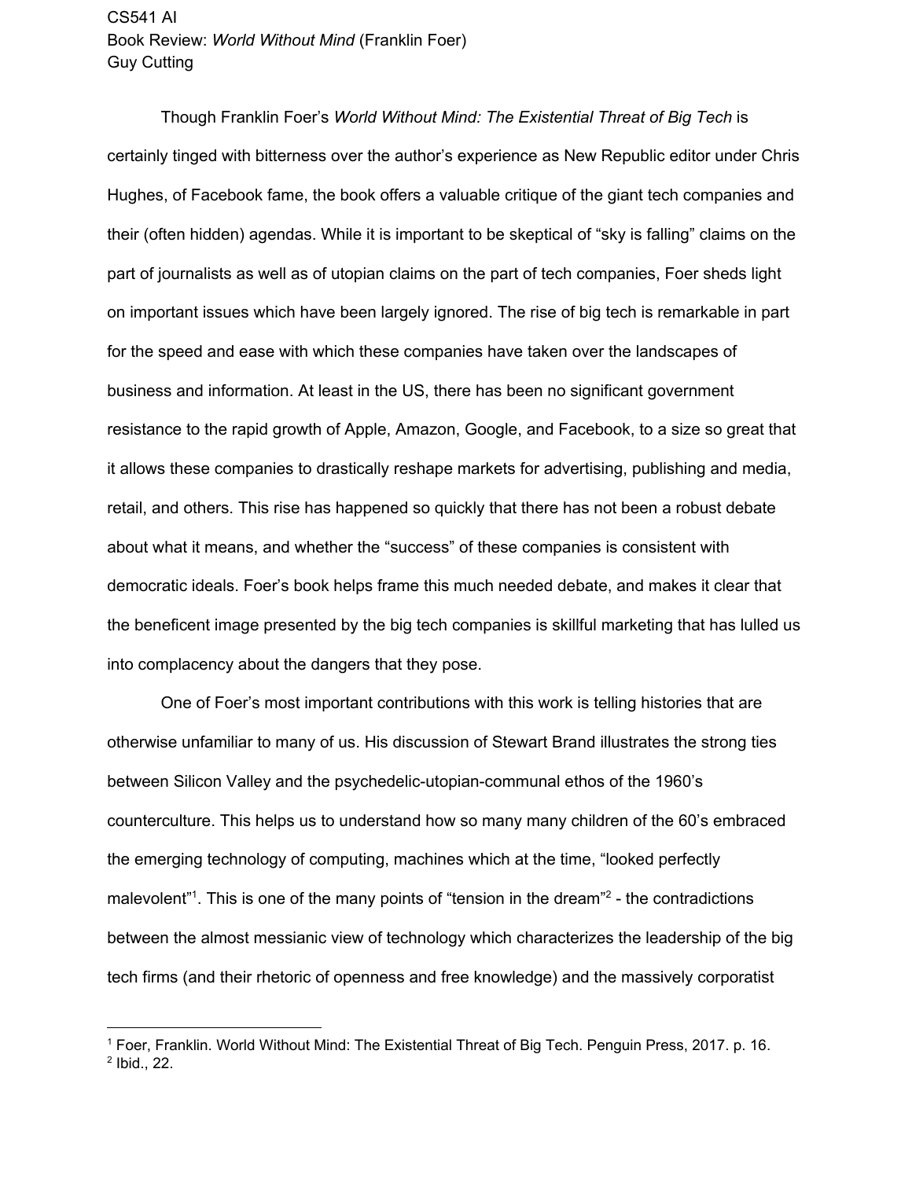CS541 AI
Book Review: *World Without Mind* (Franklin Foer)
Guy Cutting

Though Franklin Foer's *World Without Mind: The Existential Threat of Big Tech* is certainly tinged with bitterness over the author's experience as New Republic editor under Chris Hughes, of Facebook fame, the book offers a valuable critique of the giant tech companies and their (often hidden) agendas. While it is important to be skeptical of "sky is falling" claims on the part of journalists as well as of utopian claims on the part of tech companies, Foer sheds light on important issues which have been largely ignored. The rise of big tech is remarkable in part for the speed and ease with which these companies have taken over the landscapes of business and information. At least in the US, there has been no significant government resistance to the rapid growth of Apple, Amazon, Google, and Facebook, to a size so great that it allows these companies to drastically reshape markets for advertising, publishing and media, retail, and others. This rise has happened so quickly that there has not been a robust debate about what it means, and whether the "success" of these companies is consistent with democratic ideals. Foer's book helps frame this much needed debate, and makes it clear that the beneficent image presented by the big tech companies is skillful marketing that has lulled us into complacency about the dangers that they pose.

One of Foer's most important contributions with this work is telling histories that are otherwise unfamiliar to many of us. His discussion of Stewart Brand illustrates the strong ties between Silicon Valley and the psychedelic-utopian-communal ethos of the 1960's counterculture. This helps us to understand how so many many children of the 60's embraced the emerging technology of computing, machines which at the time, "looked perfectly malevolent"[1]. This is one of the many points of "tension in the dream"[2] - the contradictions between the almost messianic view of technology which characterizes the leadership of the big tech firms (and their rhetoric of openness and free knowledge) and the massively corporatist

[1] Foer, Franklin. World Without Mind: The Existential Threat of Big Tech. Penguin Press, 2017. p. 16.
[2] Ibid., 22.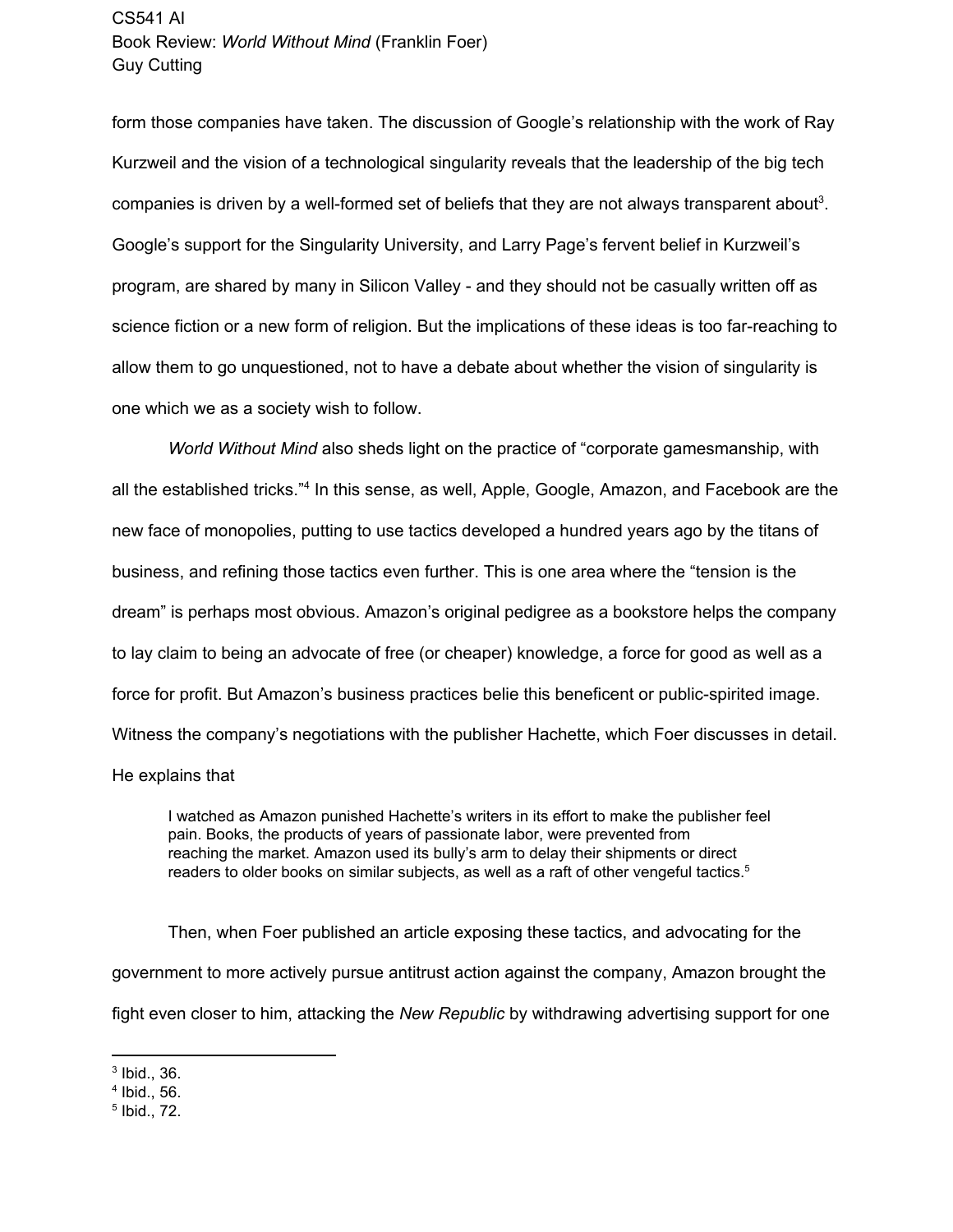form those companies have taken. The discussion of Google's relationship with the work of Ray Kurzweil and the vision of a technological singularity reveals that the leadership of the big tech companies is driven by a well-formed set of beliefs that they are not always transparent about[3]. Google's support for the Singularity University, and Larry Page's fervent belief in Kurzweil's program, are shared by many in Silicon Valley - and they should not be casually written off as science fiction or a new form of religion. But the implications of these ideas is too far-reaching to allow them to go unquestioned, not to have a debate about whether the vision of singularity is one which we as a society wish to follow.

*World Without Mind* also sheds light on the practice of "corporate gamesmanship, with all the established tricks."[4] In this sense, as well, Apple, Google, Amazon, and Facebook are the new face of monopolies, putting to use tactics developed a hundred years ago by the titans of business, and refining those tactics even further. This is one area where the "tension is the dream" is perhaps most obvious. Amazon's original pedigree as a bookstore helps the company to lay claim to being an advocate of free (or cheaper) knowledge, a force for good as well as a force for profit. But Amazon's business practices belie this beneficent or public-spirited image. Witness the company's negotiations with the publisher Hachette, which Foer discusses in detail. He explains that

> I watched as Amazon punished Hachette's writers in its effort to make the publisher feel pain. Books, the products of years of passionate labor, were prevented from reaching the market. Amazon used its bully's arm to delay their shipments or direct readers to older books on similar subjects, as well as a raft of other vengeful tactics.[5]

Then, when Foer published an article exposing these tactics, and advocating for the government to more actively pursue antitrust action against the company, Amazon brought the fight even closer to him, attacking the *New Republic* by withdrawing advertising support for one

---

[3] Ibid., 36.
[4] Ibid., 56.
[5] Ibid., 72.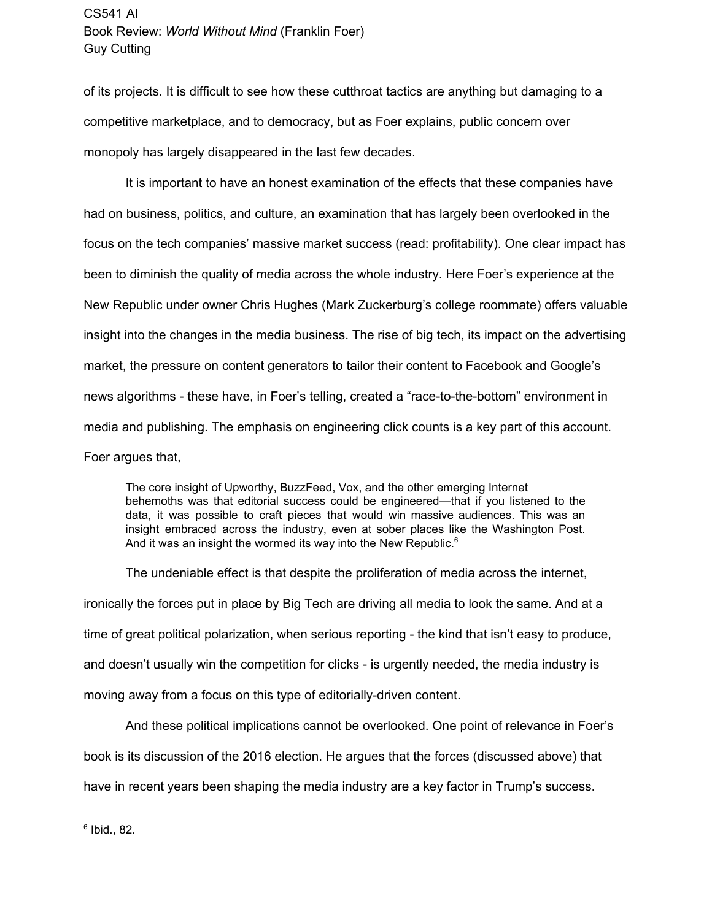of its projects. It is difficult to see how these cutthroat tactics are anything but damaging to a competitive marketplace, and to democracy, but as Foer explains, public concern over monopoly has largely disappeared in the last few decades.

It is important to have an honest examination of the effects that these companies have had on business, politics, and culture, an examination that has largely been overlooked in the focus on the tech companies' massive market success (read: profitability). One clear impact has been to diminish the quality of media across the whole industry. Here Foer's experience at the New Republic under owner Chris Hughes (Mark Zuckerburg's college roommate) offers valuable insight into the changes in the media business. The rise of big tech, its impact on the advertising market, the pressure on content generators to tailor their content to Facebook and Google's news algorithms - these have, in Foer's telling, created a "race-to-the-bottom" environment in media and publishing. The emphasis on engineering click counts is a key part of this account. Foer argues that,

> The core insight of Upworthy, BuzzFeed, Vox, and the other emerging Internet behemoths was that editorial success could be engineered—that if you listened to the data, it was possible to craft pieces that would win massive audiences. This was an insight embraced across the industry, even at sober places like the Washington Post. And it was an insight the wormed its way into the New Republic.[6]

The undeniable effect is that despite the proliferation of media across the internet, ironically the forces put in place by Big Tech are driving all media to look the same. And at a time of great political polarization, when serious reporting - the kind that isn't easy to produce, and doesn't usually win the competition for clicks - is urgently needed, the media industry is moving away from a focus on this type of editorially-driven content.

And these political implications cannot be overlooked. One point of relevance in Foer's book is its discussion of the 2016 election. He argues that the forces (discussed above) that have in recent years been shaping the media industry are a key factor in Trump's success.

---

[6] Ibid., 82.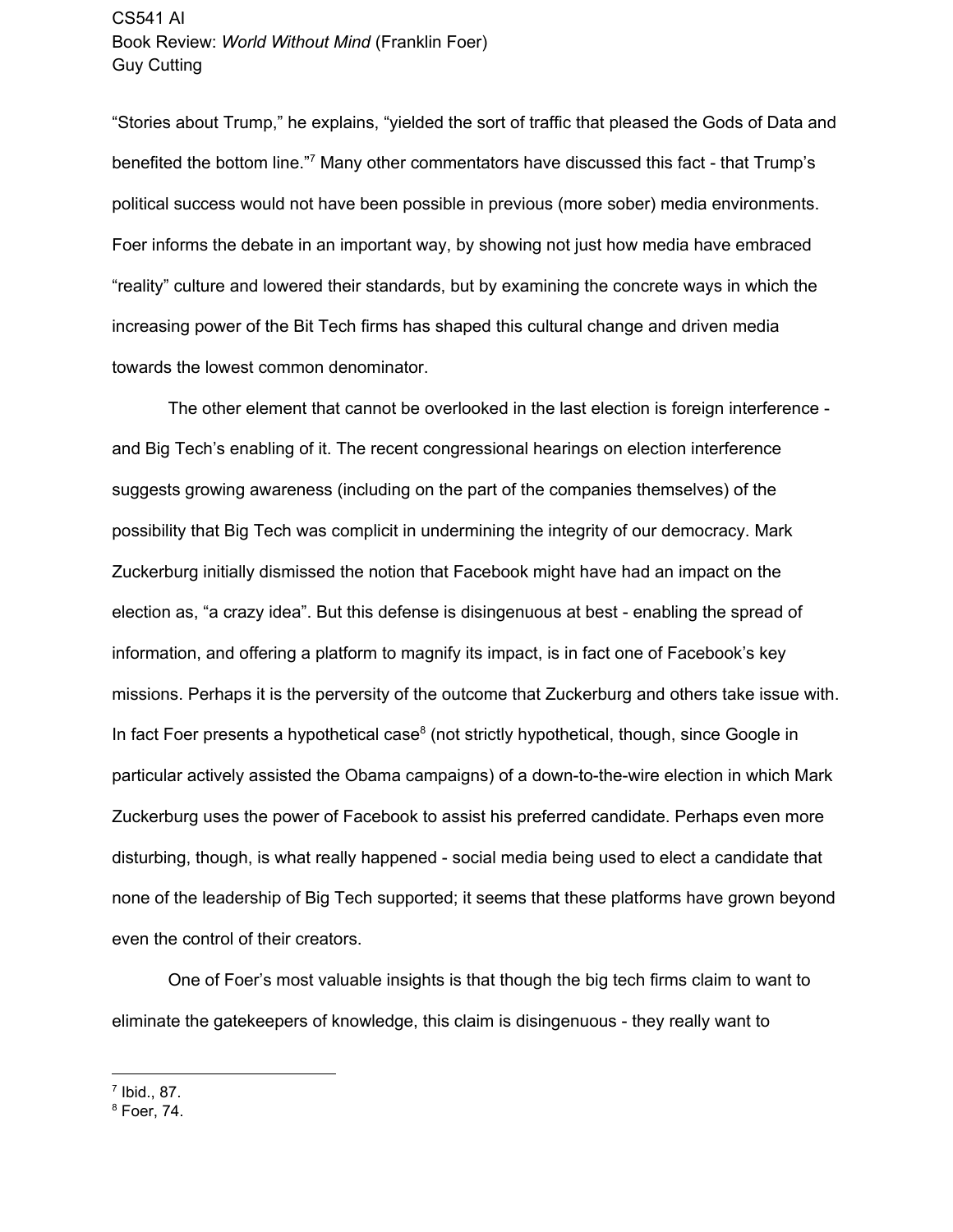"Stories about Trump," he explains, "yielded the sort of traffic that pleased the Gods of Data and benefited the bottom line."[7] Many other commentators have discussed this fact - that Trump's political success would not have been possible in previous (more sober) media environments. Foer informs the debate in an important way, by showing not just how media have embraced "reality" culture and lowered their standards, but by examining the concrete ways in which the increasing power of the Bit Tech firms has shaped this cultural change and driven media towards the lowest common denominator.

The other element that cannot be overlooked in the last election is foreign interference - and Big Tech's enabling of it. The recent congressional hearings on election interference suggests growing awareness (including on the part of the companies themselves) of the possibility that Big Tech was complicit in undermining the integrity of our democracy. Mark Zuckerburg initially dismissed the notion that Facebook might have had an impact on the election as, "a crazy idea". But this defense is disingenuous at best - enabling the spread of information, and offering a platform to magnify its impact, is in fact one of Facebook's key missions. Perhaps it is the perversity of the outcome that Zuckerburg and others take issue with. In fact Foer presents a hypothetical case[8] (not strictly hypothetical, though, since Google in particular actively assisted the Obama campaigns) of a down-to-the-wire election in which Mark Zuckerburg uses the power of Facebook to assist his preferred candidate. Perhaps even more disturbing, though, is what really happened - social media being used to elect a candidate that none of the leadership of Big Tech supported; it seems that these platforms have grown beyond even the control of their creators.

One of Foer's most valuable insights is that though the big tech firms claim to want to eliminate the gatekeepers of knowledge, this claim is disingenuous - they really want to

---

[7] Ibid., 87.

[8] Foer, 74.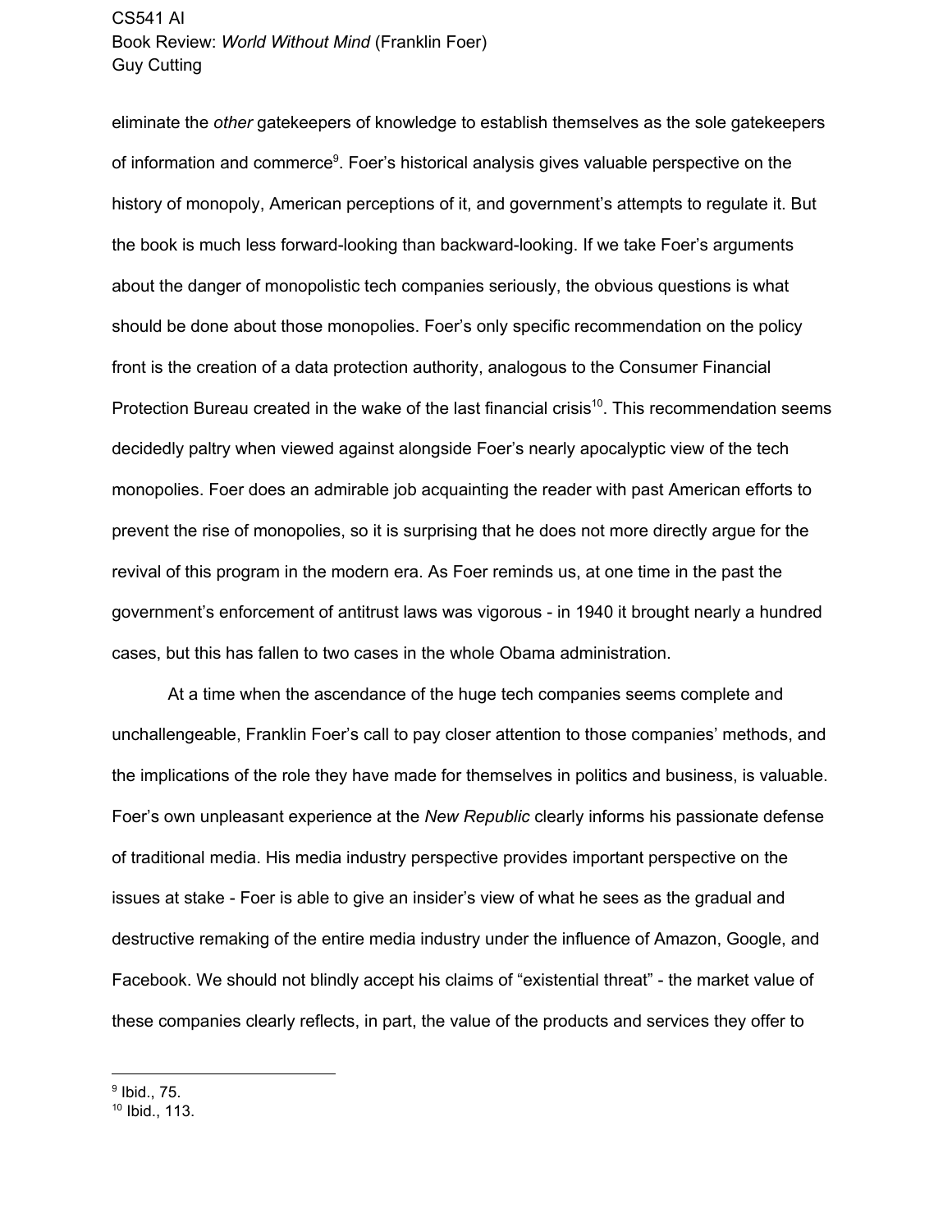eliminate the *other* gatekeepers of knowledge to establish themselves as the sole gatekeepers of information and commerce[9]. Foer's historical analysis gives valuable perspective on the history of monopoly, American perceptions of it, and government's attempts to regulate it. But the book is much less forward-looking than backward-looking. If we take Foer's arguments about the danger of monopolistic tech companies seriously, the obvious questions is what should be done about those monopolies. Foer's only specific recommendation on the policy front is the creation of a data protection authority, analogous to the Consumer Financial Protection Bureau created in the wake of the last financial crisis[10]. This recommendation seems decidedly paltry when viewed against alongside Foer's nearly apocalyptic view of the tech monopolies. Foer does an admirable job acquainting the reader with past American efforts to prevent the rise of monopolies, so it is surprising that he does not more directly argue for the revival of this program in the modern era. As Foer reminds us, at one time in the past the government's enforcement of antitrust laws was vigorous - in 1940 it brought nearly a hundred cases, but this has fallen to two cases in the whole Obama administration.

At a time when the ascendance of the huge tech companies seems complete and unchallengeable, Franklin Foer's call to pay closer attention to those companies' methods, and the implications of the role they have made for themselves in politics and business, is valuable. Foer's own unpleasant experience at the *New Republic* clearly informs his passionate defense of traditional media. His media industry perspective provides important perspective on the issues at stake - Foer is able to give an insider's view of what he sees as the gradual and destructive remaking of the entire media industry under the influence of Amazon, Google, and Facebook. We should not blindly accept his claims of "existential threat" - the market value of these companies clearly reflects, in part, the value of the products and services they offer to

[9] Ibid., 75.
[10] Ibid., 113.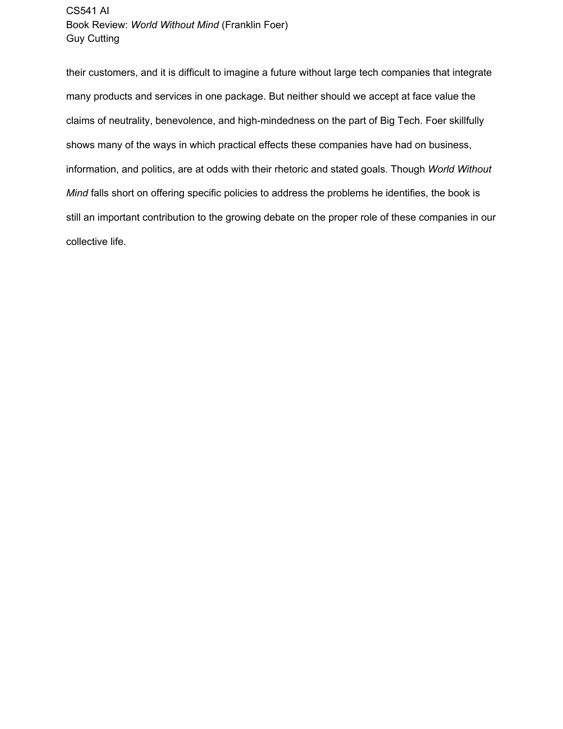their customers, and it is difficult to imagine a future without large tech companies that integrate many products and services in one package. But neither should we accept at face value the claims of neutrality, benevolence, and high-mindedness on the part of Big Tech. Foer skillfully shows many of the ways in which practical effects these companies have had on business, information, and politics, are at odds with their rhetoric and stated goals. Though *World Without Mind* falls short on offering specific policies to address the problems he identifies, the book is still an important contribution to the growing debate on the proper role of these companies in our collective life.